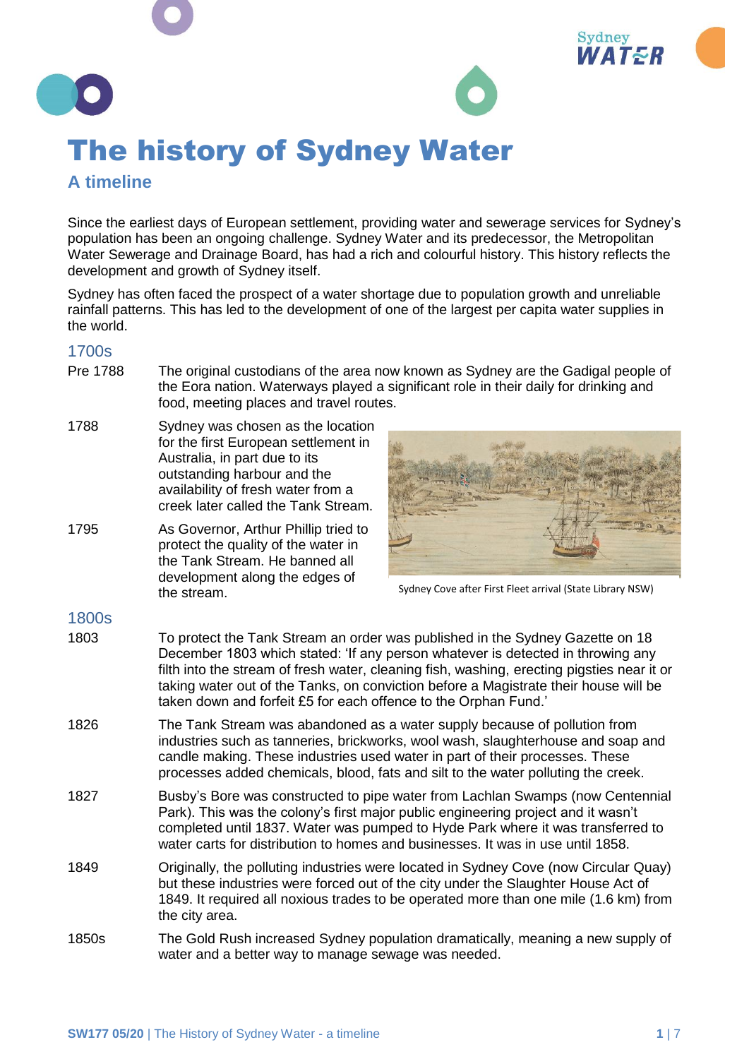# The history of Sydney Water

## A timeline

Since the earliest days of European settlement, providing water and sewerage services for Sydney's population has been an ongoing challenge. Sydney Water and its predecessor, the Metropolitan Water Sewerage and Drainage Board, has had a rich and colourful history. This history reflects the development and growth of Sydney itself.

Sydney has often faced the prospect of a water shortage due to population growth and unreliable rainfall patterns. This has led to the development of one of the largest per capita water supplies in the world.

### 1700s

**Pre 1788** The original custodians of the area now known as Sydney are the Gadigal people of the Eora nation. Waterways played a significant role in their daily for drinking and food, meeting places and travel routes.

**1788** Sydney was chosen as the location for the first European settlement in Australia, in part due to its outstanding harbour and the availability of fresh water from a creek later called the Tank Stream.

**1795** As Governor, Arthur Phillip tried to protect the quality of the water in the Tank Stream. He banned all development along the edges of the stream.

Sydney Cove after First Fleet arrival (State Library NSW)

### 1800s

**1803** To protect the Tank Stream an order was published in the Sydney Gazette on 18 December 1803 which stated: 'If any person whatever is detected in throwing any filth into the stream of fresh water, cleaning fish, washing, erecting pigsties near it or taking water out of the Tanks, on conviction before a Magistrate their house will be taken down and forfeit £5 for each offence to the Orphan Fund.'

**1826** The Tank Stream was abandoned as a water supply because of pollution from industries such as tanneries, brickworks, wool wash, slaughterhouse and soap and candle making. These industries used water in part of their processes. These processes added chemicals, blood, fats and silt to the water polluting the creek.

**1827** Busby's Bore was constructed to pipe water from Lachlan Swamps (now Centennial Park). This was the colony's first major public engineering project and it wasn't completed until 1837. Water was pumped to Hyde Park where it was transferred to water carts for distribution to homes and businesses. It was in use until 1858.

**1849** Originally, the polluting industries were located in Sydney Cove (now Circular Quay) but these industries were forced out of the city under the Slaughter House Act of 1849. It required all noxious trades to be operated more than one mile (1.6 km) from the city area.

**1850s** The Gold Rush increased Sydney population dramatically, meaning a new supply of water and a better way to manage sewage was needed.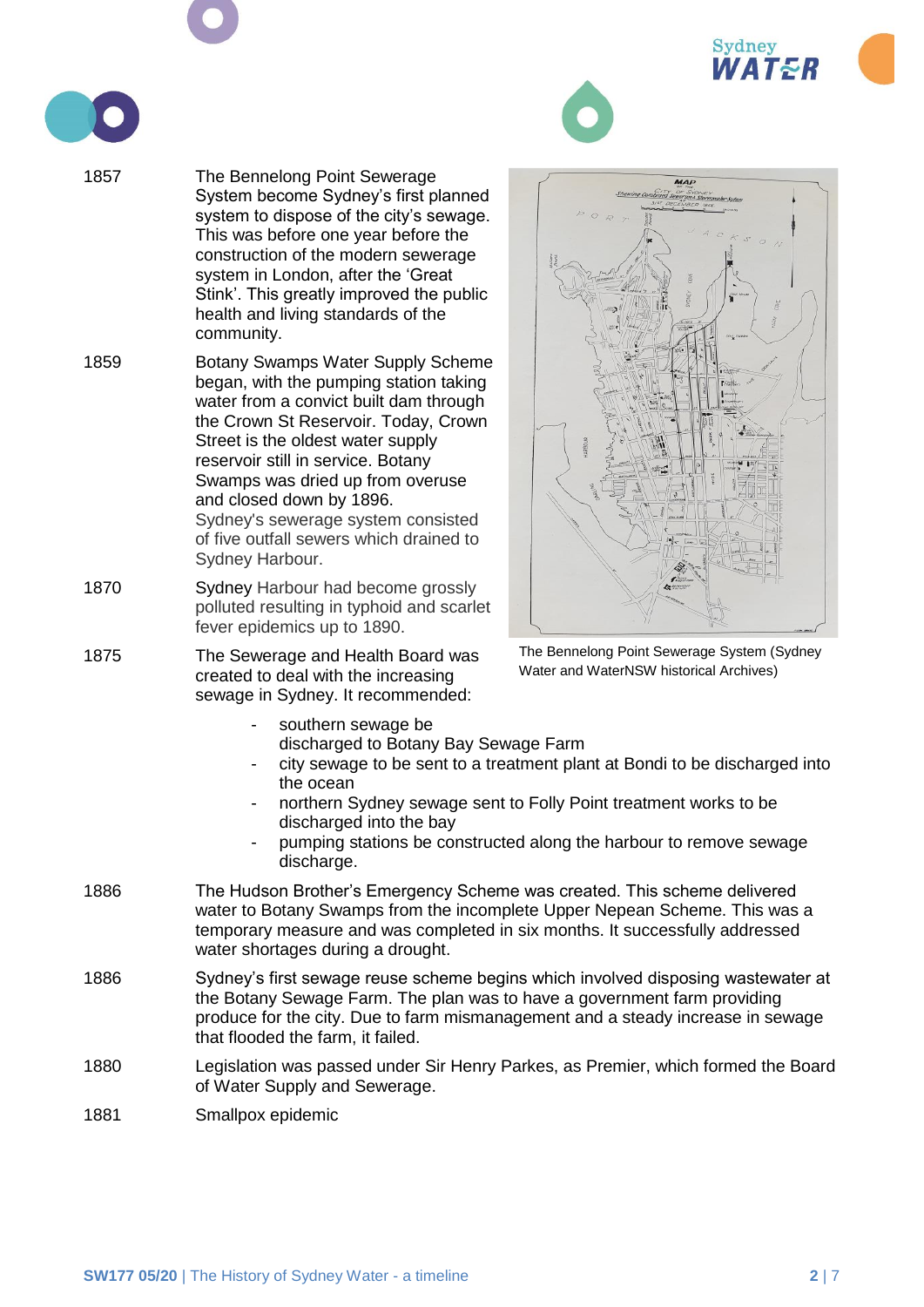| | |
|---|---|
| 1857 | The Bennelong Point Sewerage System become Sydney's first planned system to dispose of the city's sewage. This was before one year before the construction of the modern sewerage system in London, after the 'Great Stink'. This greatly improved the public health and living standards of the community. |
| 1859 | Botany Swamps Water Supply Scheme began, with the pumping station taking water from a convict built dam through the Crown St Reservoir. Today, Crown Street is the oldest water supply reservoir still in service. Botany Swamps was dried up from overuse and closed down by 1896. Sydney's sewerage system consisted of five outfall sewers which drained to Sydney Harbour. |
| 1870 | Sydney Harbour had become grossly polluted resulting in typhoid and scarlet fever epidemics up to 1890. |
| 1875 | The Sewerage and Health Board was created to deal with the increasing sewage in Sydney. It recommended: |

The Bennelong Point Sewerage System (Sydney Water and WaterNSW historical Archives)

- southern sewage be discharged to Botany Bay Sewage Farm
- city sewage to be sent to a treatment plant at Bondi to be discharged into the ocean
- northern Sydney sewage sent to Folly Point treatment works to be discharged into the bay
- pumping stations be constructed along the harbour to remove sewage discharge.

| | |
|---|---|
| 1886 | The Hudson Brother's Emergency Scheme was created. This scheme delivered water to Botany Swamps from the incomplete Upper Nepean Scheme. This was a temporary measure and was completed in six months. It successfully addressed water shortages during a drought. |
| 1886 | Sydney's first sewage reuse scheme begins which involved disposing wastewater at the Botany Sewage Farm. The plan was to have a government farm providing produce for the city. Due to farm mismanagement and a steady increase in sewage that flooded the farm, it failed. |
| 1880 | Legislation was passed under Sir Henry Parkes, as Premier, which formed the Board of Water Supply and Sewerage. |
| 1881 | Smallpox epidemic |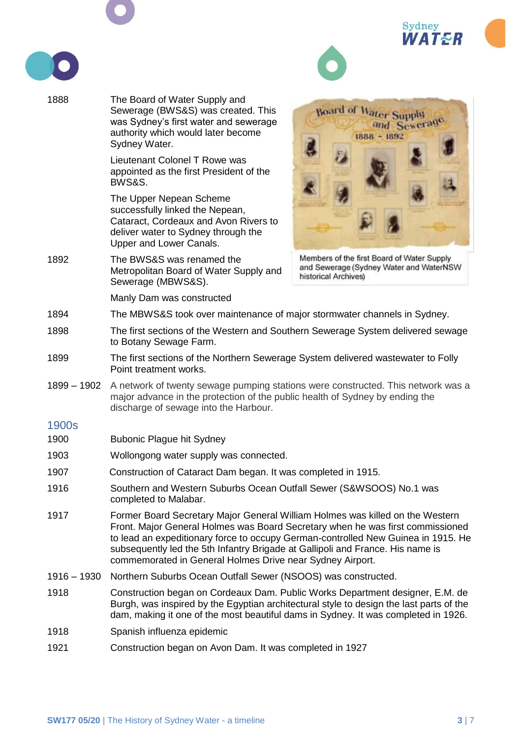| | |
|---|---|
| 1888 | The Board of Water Supply and Sewerage (BWS&S) was created. This was Sydney's first water and sewerage authority which would later become Sydney Water. |
| | Lieutenant Colonel T Rowe was appointed as the first President of the BWS&S. |
| | The Upper Nepean Scheme successfully linked the Nepean, Cataract, Cordeaux and Avon Rivers to deliver water to Sydney through the Upper and Lower Canals. |
| 1892 | The BWS&S was renamed the Metropolitan Board of Water Supply and Sewerage (MBWS&S). |
| | Manly Dam was constructed |
| 1894 | The MBWS&S took over maintenance of major stormwater channels in Sydney. |
| 1898 | The first sections of the Western and Southern Sewerage System delivered sewage to Botany Sewage Farm. |
| 1899 | The first sections of the Northern Sewerage System delivered wastewater to Folly Point treatment works. |
| 1899 – 1902 | A network of twenty sewage pumping stations were constructed. This network was a major advance in the protection of the public health of Sydney by ending the discharge of sewage into the Harbour. |

Members of the first Board of Water Supply and Sewerage (Sydney Water and WaterNSW historical Archives)

## 1900s

| | |
|---|---|
| 1900 | Bubonic Plague hit Sydney |
| 1903 | Wollongong water supply was connected. |
| 1907 | Construction of Cataract Dam began. It was completed in 1915. |
| 1916 | Southern and Western Suburbs Ocean Outfall Sewer (S&WSOOS) No.1 was completed to Malabar. |
| 1917 | Former Board Secretary Major General William Holmes was killed on the Western Front. Major General Holmes was Board Secretary when he was first commissioned to lead an expeditionary force to occupy German-controlled New Guinea in 1915. He subsequently led the 5th Infantry Brigade at Gallipoli and France. His name is commemorated in General Holmes Drive near Sydney Airport. |
| 1916 – 1930 | Northern Suburbs Ocean Outfall Sewer (NSOOS) was constructed. |
| 1918 | Construction began on Cordeaux Dam. Public Works Department designer, E.M. de Burgh, was inspired by the Egyptian architectural style to design the last parts of the dam, making it one of the most beautiful dams in Sydney. It was completed in 1926. |
| 1918 | Spanish influenza epidemic |
| 1921 | Construction began on Avon Dam. It was completed in 1927 |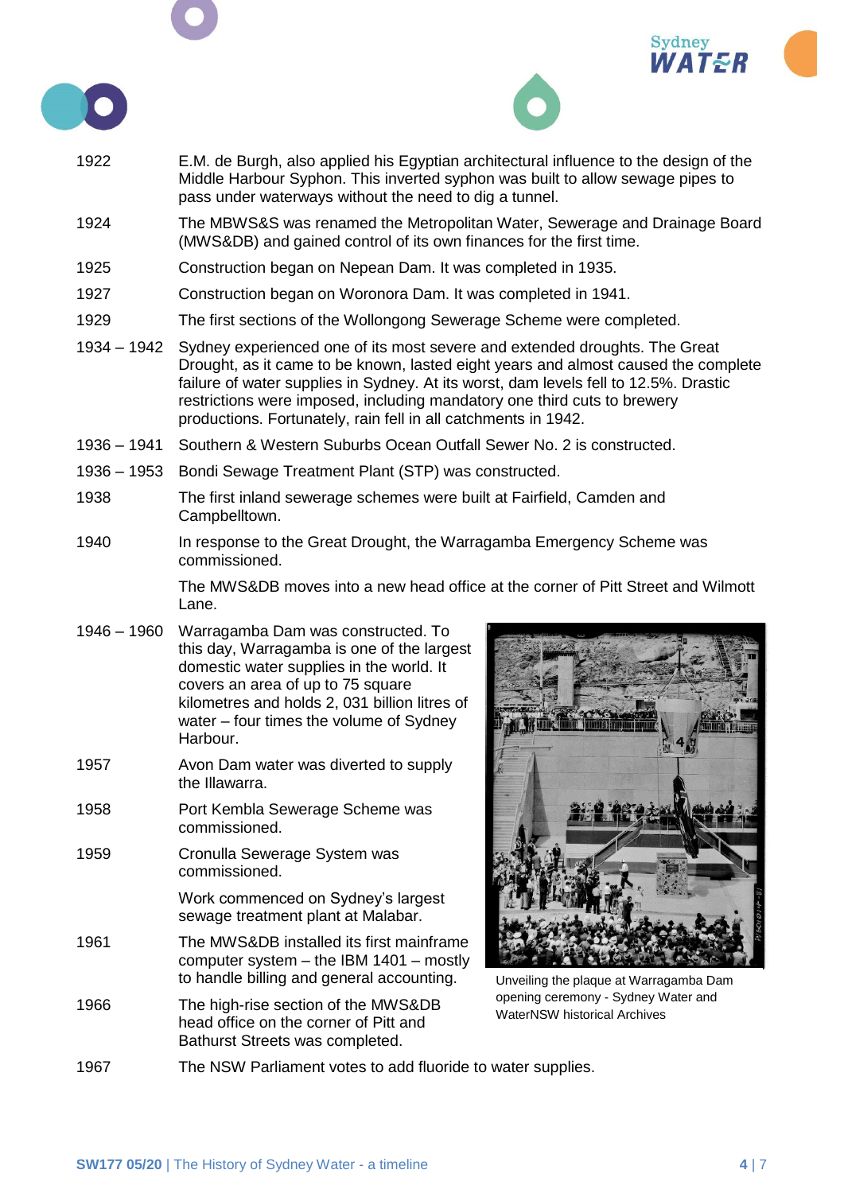| | |
|---|---|
| 1922 | E.M. de Burgh, also applied his Egyptian architectural influence to the design of the Middle Harbour Syphon. This inverted syphon was built to allow sewage pipes to pass under waterways without the need to dig a tunnel. |
| 1924 | The MBWS&S was renamed the Metropolitan Water, Sewerage and Drainage Board (MWS&DB) and gained control of its own finances for the first time. |
| 1925 | Construction began on Nepean Dam. It was completed in 1935. |
| 1927 | Construction began on Woronora Dam. It was completed in 1941. |
| 1929 | The first sections of the Wollongong Sewerage Scheme were completed. |
| 1934 – 1942 | Sydney experienced one of its most severe and extended droughts. The Great Drought, as it came to be known, lasted eight years and almost caused the complete failure of water supplies in Sydney. At its worst, dam levels fell to 12.5%. Drastic restrictions were imposed, including mandatory one third cuts to brewery productions. Fortunately, rain fell in all catchments in 1942. |
| 1936 – 1941 | Southern & Western Suburbs Ocean Outfall Sewer No. 2 is constructed. |
| 1936 – 1953 | Bondi Sewage Treatment Plant (STP) was constructed. |
| 1938 | The first inland sewerage schemes were built at Fairfield, Camden and Campbelltown. |
| 1940 | In response to the Great Drought, the Warragamba Emergency Scheme was commissioned. |
| | The MWS&DB moves into a new head office at the corner of Pitt Street and Wilmott Lane. |
| 1946 – 1960 | Warragamba Dam was constructed. To this day, Warragamba is one of the largest domestic water supplies in the world. It covers an area of up to 75 square kilometres and holds 2, 031 billion litres of water – four times the volume of Sydney Harbour. |
| 1957 | Avon Dam water was diverted to supply the Illawarra. |
| 1958 | Port Kembla Sewerage Scheme was commissioned. |
| 1959 | Cronulla Sewerage System was commissioned. |
| | Work commenced on Sydney's largest sewage treatment plant at Malabar. |
| 1961 | The MWS&DB installed its first mainframe computer system – the IBM 1401 – mostly to handle billing and general accounting. |
| 1966 | The high-rise section of the MWS&DB head office on the corner of Pitt and Bathurst Streets was completed. |
| 1967 | The NSW Parliament votes to add fluoride to water supplies. |

Unveiling the plaque at Warragamba Dam opening ceremony - Sydney Water and WaterNSW historical Archives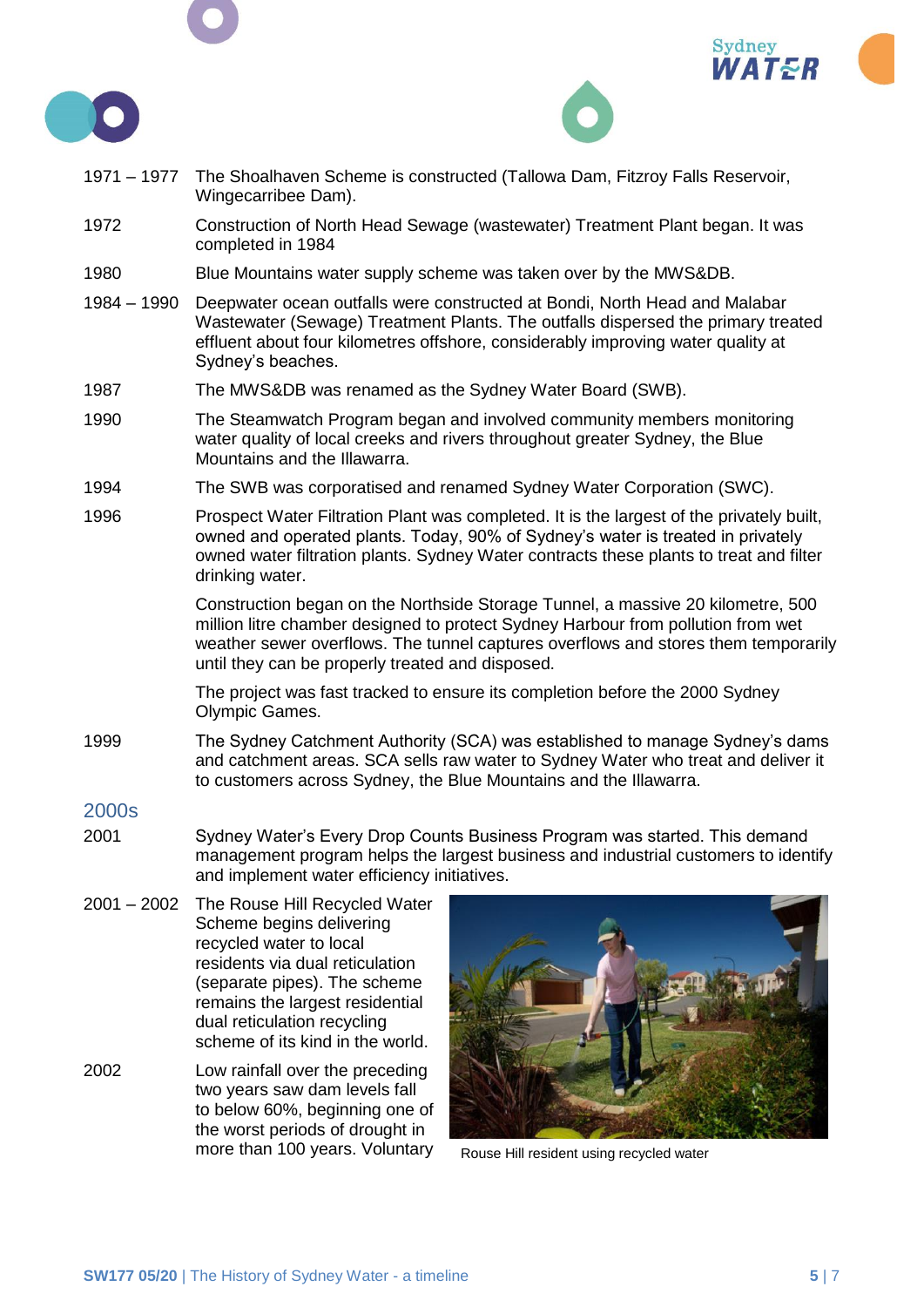| | |
|---|---|
| 1971 – 1977 | The Shoalhaven Scheme is constructed (Tallowa Dam, Fitzroy Falls Reservoir, Wingecarribee Dam). |
| 1972 | Construction of North Head Sewage (wastewater) Treatment Plant began. It was completed in 1984 |
| 1980 | Blue Mountains water supply scheme was taken over by the MWS&DB. |
| 1984 – 1990 | Deepwater ocean outfalls were constructed at Bondi, North Head and Malabar Wastewater (Sewage) Treatment Plants. The outfalls dispersed the primary treated effluent about four kilometres offshore, considerably improving water quality at Sydney's beaches. |
| 1987 | The MWS&DB was renamed as the Sydney Water Board (SWB). |
| 1990 | The Steamwatch Program began and involved community members monitoring water quality of local creeks and rivers throughout greater Sydney, the Blue Mountains and the Illawarra. |
| 1994 | The SWB was corporatised and renamed Sydney Water Corporation (SWC). |
| 1996 | Prospect Water Filtration Plant was completed. It is the largest of the privately built, owned and operated plants. Today, 90% of Sydney's water is treated in privately owned water filtration plants. Sydney Water contracts these plants to treat and filter drinking water.<br><br>Construction began on the Northside Storage Tunnel, a massive 20 kilometre, 500 million litre chamber designed to protect Sydney Harbour from pollution from wet weather sewer overflows. The tunnel captures overflows and stores them temporarily until they can be properly treated and disposed.<br><br>The project was fast tracked to ensure its completion before the 2000 Sydney Olympic Games. |
| 1999 | The Sydney Catchment Authority (SCA) was established to manage Sydney's dams and catchment areas. SCA sells raw water to Sydney Water who treat and deliver it to customers across Sydney, the Blue Mountains and the Illawarra. |

## 2000s

| | |
|---|---|
| 2001 | Sydney Water's Every Drop Counts Business Program was started. This demand management program helps the largest business and industrial customers to identify and implement water efficiency initiatives. |
| 2001 – 2002 | The Rouse Hill Recycled Water Scheme begins delivering recycled water to local residents via dual reticulation (separate pipes). The scheme remains the largest residential dual reticulation recycling scheme of its kind in the world. |
| 2002 | Low rainfall over the preceding two years saw dam levels fall to below 60%, beginning one of the worst periods of drought in more than 100 years. Voluntary |

Rouse Hill resident using recycled water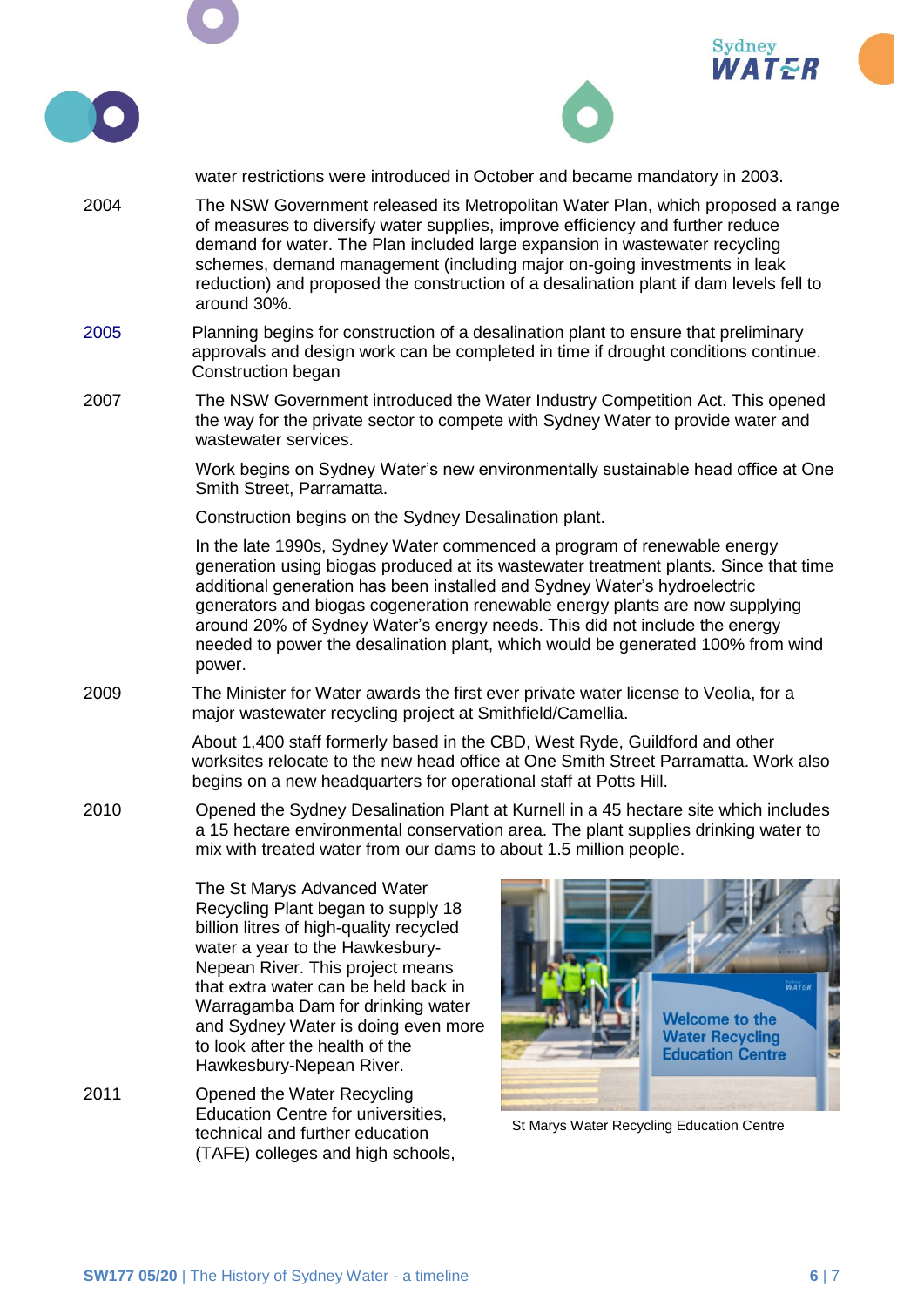water restrictions were introduced in October and became mandatory in 2003.

| | |
|---|---|
| 2004 | The NSW Government released its Metropolitan Water Plan, which proposed a range of measures to diversify water supplies, improve efficiency and further reduce demand for water. The Plan included large expansion in wastewater recycling schemes, demand management (including major on-going investments in leak reduction) and proposed the construction of a desalination plant if dam levels fell to around 30%. |
| 2005 | Planning begins for construction of a desalination plant to ensure that preliminary approvals and design work can be completed in time if drought conditions continue. Construction began |
| 2007 | The NSW Government introduced the Water Industry Competition Act. This opened the way for the private sector to compete with Sydney Water to provide water and wastewater services. |
| | Work begins on Sydney Water's new environmentally sustainable head office at One Smith Street, Parramatta. |
| | Construction begins on the Sydney Desalination plant. |
| | In the late 1990s, Sydney Water commenced a program of renewable energy generation using biogas produced at its wastewater treatment plants. Since that time additional generation has been installed and Sydney Water's hydroelectric generators and biogas cogeneration renewable energy plants are now supplying around 20% of Sydney Water's energy needs. This did not include the energy needed to power the desalination plant, which would be generated 100% from wind power. |
| 2009 | The Minister for Water awards the first ever private water license to Veolia, for a major wastewater recycling project at Smithfield/Camellia. |
| | About 1,400 staff formerly based in the CBD, West Ryde, Guildford and other worksites relocate to the new head office at One Smith Street Parramatta. Work also begins on a new headquarters for operational staff at Potts Hill. |
| 2010 | Opened the Sydney Desalination Plant at Kurnell in a 45 hectare site which includes a 15 hectare environmental conservation area. The plant supplies drinking water to mix with treated water from our dams to about 1.5 million people. |
| | The St Marys Advanced Water Recycling Plant began to supply 18 billion litres of high-quality recycled water a year to the Hawkesbury-Nepean River. This project means that extra water can be held back in Warragamba Dam for drinking water and Sydney Water is doing even more to look after the health of the Hawkesbury-Nepean River. |
| 2011 | Opened the Water Recycling Education Centre for universities, technical and further education (TAFE) colleges and high schools, |

St Marys Water Recycling Education Centre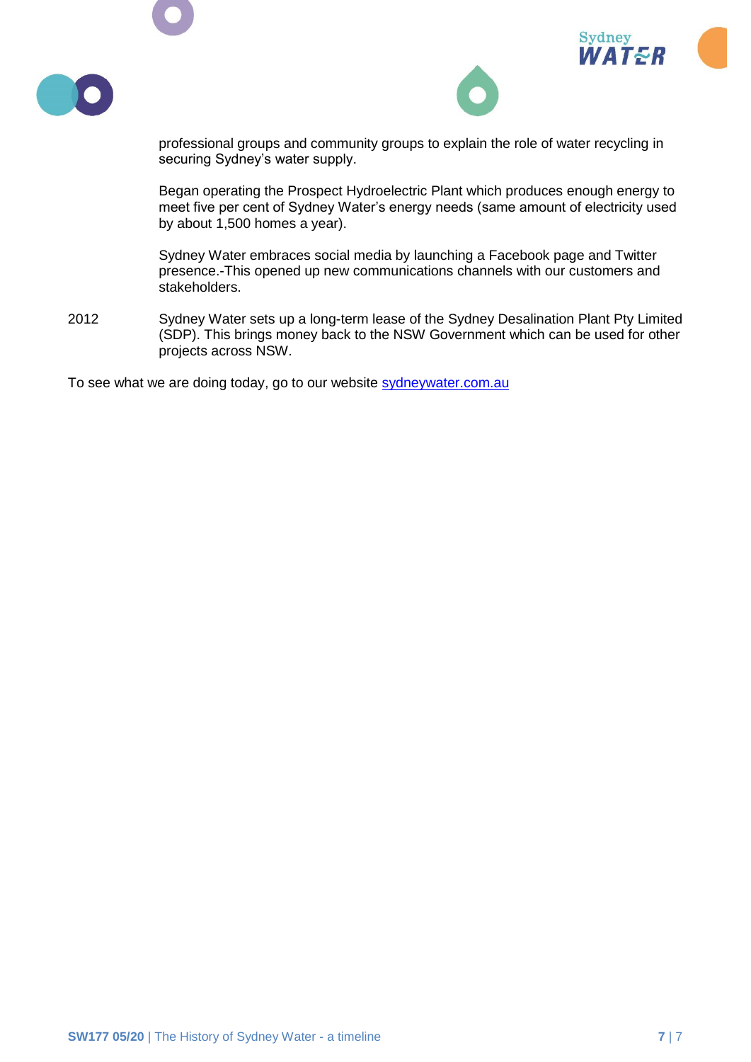professional groups and community groups to explain the role of water recycling in securing Sydney's water supply.

Began operating the Prospect Hydroelectric Plant which produces enough energy to meet five per cent of Sydney Water's energy needs (same amount of electricity used by about 1,500 homes a year).

Sydney Water embraces social media by launching a Facebook page and Twitter presence.-This opened up new communications channels with our customers and stakeholders.

| | |
|---|---|
| 2012 | Sydney Water sets up a long-term lease of the Sydney Desalination Plant Pty Limited (SDP). This brings money back to the NSW Government which can be used for other projects across NSW. |

To see what we are doing today, go to our website [sydneywater.com.au](sydneywater.com.au)